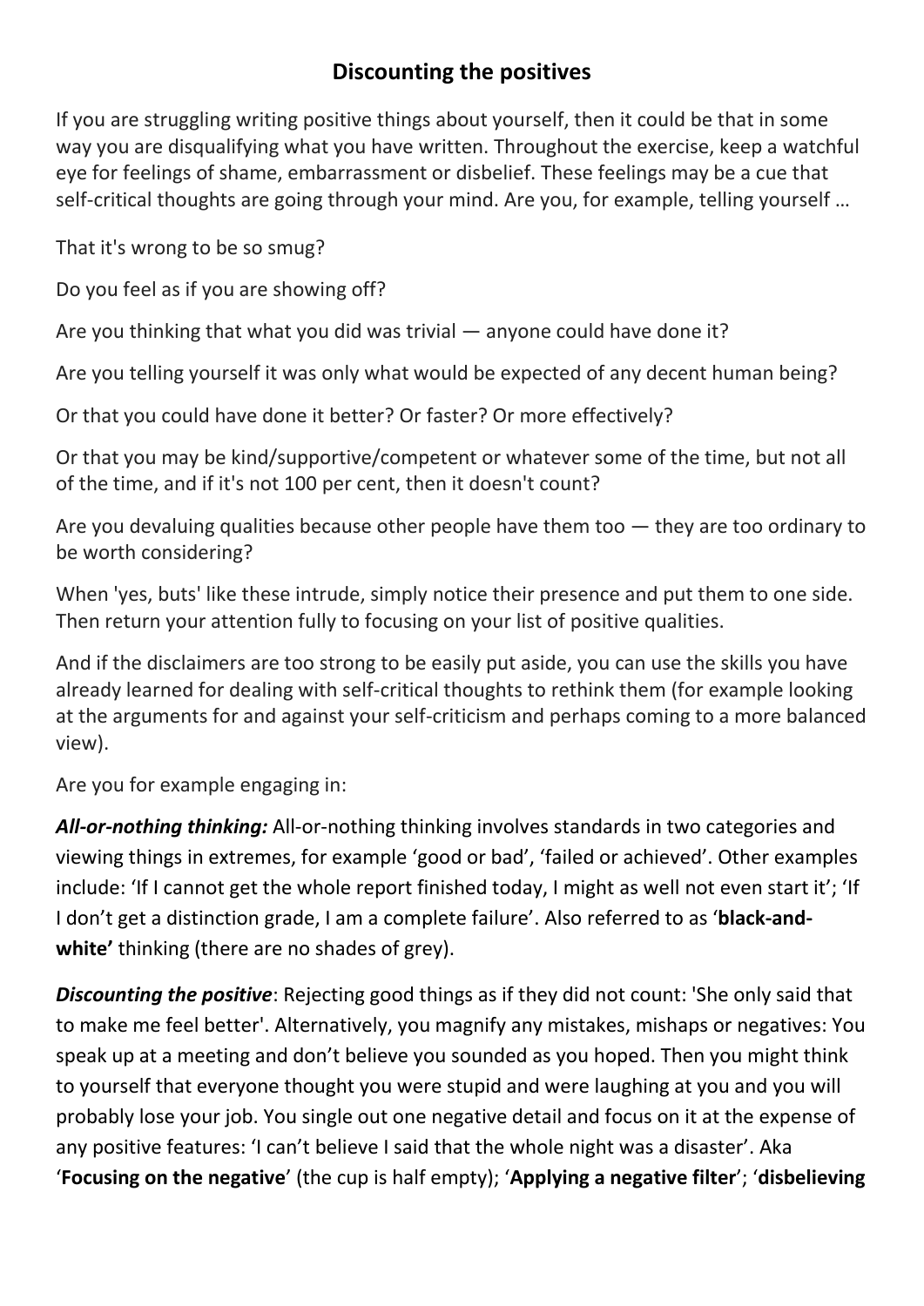## Discounting the positives

If you are struggling writing positive things about yourself, then it could be that in some way you are disqualifying what you have written. Throughout the exercise, keep a watchful eye for feelings of shame, embarrassment or disbelief. These feelings may be a cue that self-critical thoughts are going through your mind. Are you, for example, telling yourself …

That it's wrong to be so smug?

Do you feel as if you are showing off?

Are you thinking that what you did was trivial — anyone could have done it?

Are you telling yourself it was only what would be expected of any decent human being?

Or that you could have done it better? Or faster? Or more effectively?

Or that you may be kind/supportive/competent or whatever some of the time, but not all of the time, and if it's not 100 per cent, then it doesn't count?

Are you devaluing qualities because other people have them too — they are too ordinary to be worth considering?

When 'yes, buts' like these intrude, simply notice their presence and put them to one side. Then return your attention fully to focusing on your list of positive qualities.

And if the disclaimers are too strong to be easily put aside, you can use the skills you have already learned for dealing with self-critical thoughts to rethink them (for example looking at the arguments for and against your self-criticism and perhaps coming to a more balanced view).

Are you for example engaging in:

***All-or-nothing thinking:*** All-or-nothing thinking involves standards in two categories and viewing things in extremes, for example 'good or bad', 'failed or achieved'. Other examples include: 'If I cannot get the whole report finished today, I might as well not even start it'; 'If I don't get a distinction grade, I am a complete failure'. Also referred to as '**black-and-white'** thinking (there are no shades of grey).

***Discounting the positive***: Rejecting good things as if they did not count: 'She only said that to make me feel better'. Alternatively, you magnify any mistakes, mishaps or negatives: You speak up at a meeting and don't believe you sounded as you hoped. Then you might think to yourself that everyone thought you were stupid and were laughing at you and you will probably lose your job. You single out one negative detail and focus on it at the expense of any positive features: 'I can't believe I said that the whole night was a disaster'. Aka '**Focusing on the negative**' (the cup is half empty); '**Applying a negative filter**'; '**disbelieving**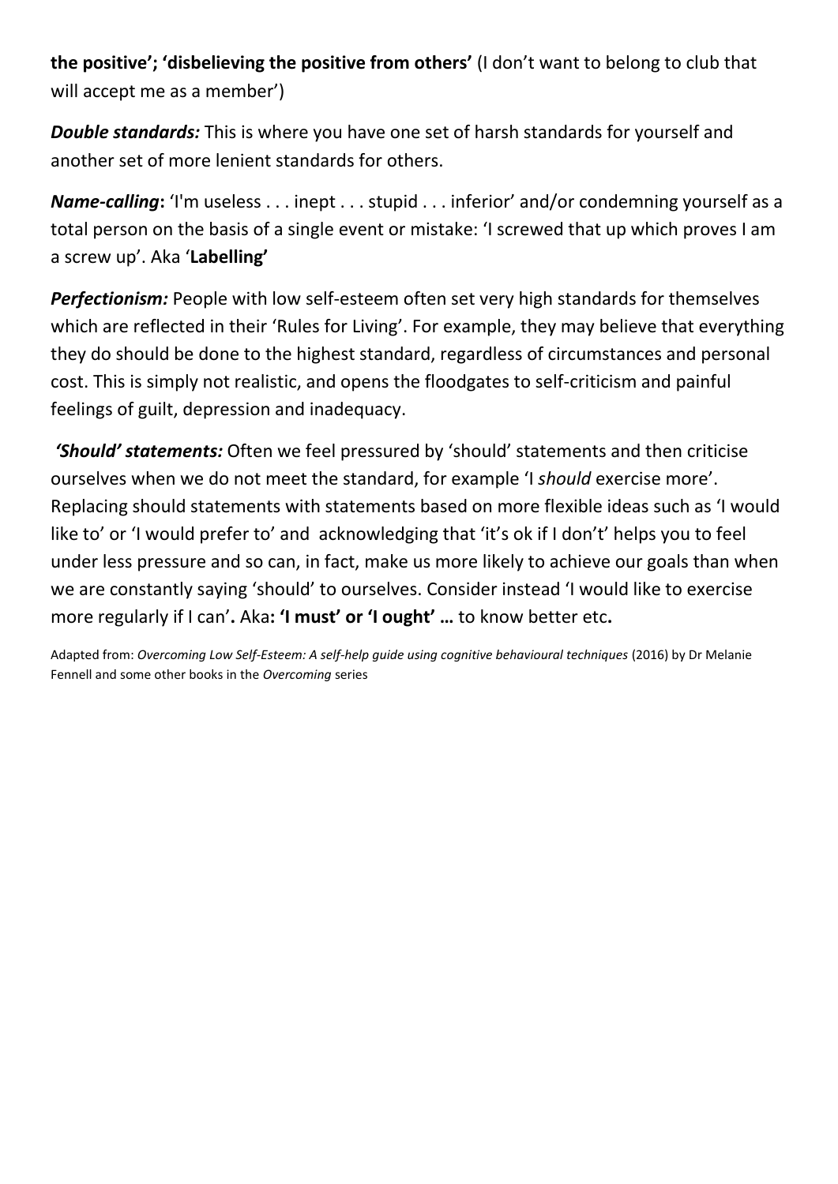**the positive'; 'disbelieving the positive from others'** (I don't want to belong to club that will accept me as a member')

***Double standards:*** This is where you have one set of harsh standards for yourself and another set of more lenient standards for others.

***Name-calling*****:** 'I'm useless . . . inept . . . stupid . . . inferior' and/or condemning yourself as a total person on the basis of a single event or mistake: 'I screwed that up which proves I am a screw up'. Aka '**Labelling'**

***Perfectionism:*** People with low self-esteem often set very high standards for themselves which are reflected in their 'Rules for Living'. For example, they may believe that everything they do should be done to the highest standard, regardless of circumstances and personal cost. This is simply not realistic, and opens the floodgates to self-criticism and painful feelings of guilt, depression and inadequacy.

***'Should' statements:*** Often we feel pressured by 'should' statements and then criticise ourselves when we do not meet the standard, for example 'I *should* exercise more'. Replacing should statements with statements based on more flexible ideas such as 'I would like to' or 'I would prefer to' and acknowledging that 'it's ok if I don't' helps you to feel under less pressure and so can, in fact, make us more likely to achieve our goals than when we are constantly saying 'should' to ourselves. Consider instead 'I would like to exercise more regularly if I can'**.** Aka**: 'I must' or 'I ought' …** to know better etc**.**

Adapted from: *Overcoming Low Self-Esteem: A self-help guide using cognitive behavioural techniques* (2016) by Dr Melanie Fennell and some other books in the *Overcoming* series